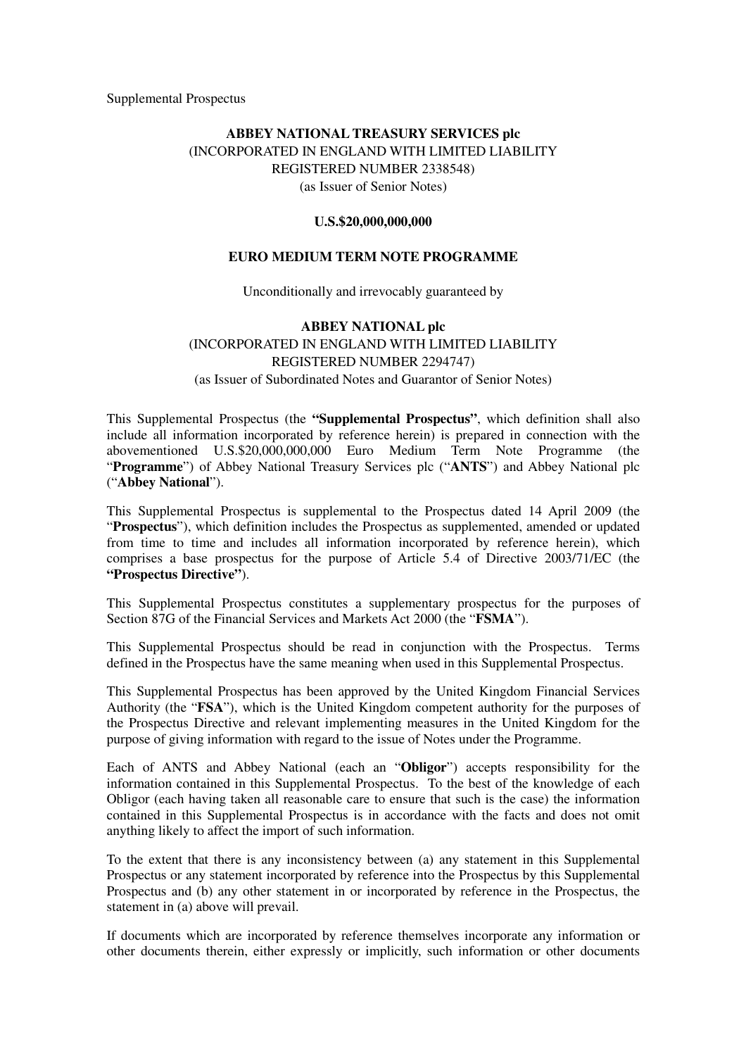Supplemental Prospectus

**ABBEY NATIONAL TREASURY SERVICES plc**
(INCORPORATED IN ENGLAND WITH LIMITED LIABILITY
REGISTERED NUMBER 2338548)
(as Issuer of Senior Notes)

**U.S.$20,000,000,000**

**EURO MEDIUM TERM NOTE PROGRAMME**

Unconditionally and irrevocably guaranteed by

**ABBEY NATIONAL plc**
(INCORPORATED IN ENGLAND WITH LIMITED LIABILITY
REGISTERED NUMBER 2294747)
(as Issuer of Subordinated Notes and Guarantor of Senior Notes)

This Supplemental Prospectus (the **"Supplemental Prospectus"**, which definition shall also include all information incorporated by reference herein) is prepared in connection with the abovementioned U.S.$20,000,000,000 Euro Medium Term Note Programme (the "**Programme**") of Abbey National Treasury Services plc ("**ANTS**") and Abbey National plc ("**Abbey National**").

This Supplemental Prospectus is supplemental to the Prospectus dated 14 April 2009 (the "**Prospectus**"), which definition includes the Prospectus as supplemented, amended or updated from time to time and includes all information incorporated by reference herein), which comprises a base prospectus for the purpose of Article 5.4 of Directive 2003/71/EC (the **"Prospectus Directive"**).

This Supplemental Prospectus constitutes a supplementary prospectus for the purposes of Section 87G of the Financial Services and Markets Act 2000 (the "**FSMA**").

This Supplemental Prospectus should be read in conjunction with the Prospectus. Terms defined in the Prospectus have the same meaning when used in this Supplemental Prospectus.

This Supplemental Prospectus has been approved by the United Kingdom Financial Services Authority (the "**FSA**"), which is the United Kingdom competent authority for the purposes of the Prospectus Directive and relevant implementing measures in the United Kingdom for the purpose of giving information with regard to the issue of Notes under the Programme.

Each of ANTS and Abbey National (each an "**Obligor**") accepts responsibility for the information contained in this Supplemental Prospectus. To the best of the knowledge of each Obligor (each having taken all reasonable care to ensure that such is the case) the information contained in this Supplemental Prospectus is in accordance with the facts and does not omit anything likely to affect the import of such information.

To the extent that there is any inconsistency between (a) any statement in this Supplemental Prospectus or any statement incorporated by reference into the Prospectus by this Supplemental Prospectus and (b) any other statement in or incorporated by reference in the Prospectus, the statement in (a) above will prevail.

If documents which are incorporated by reference themselves incorporate any information or other documents therein, either expressly or implicitly, such information or other documents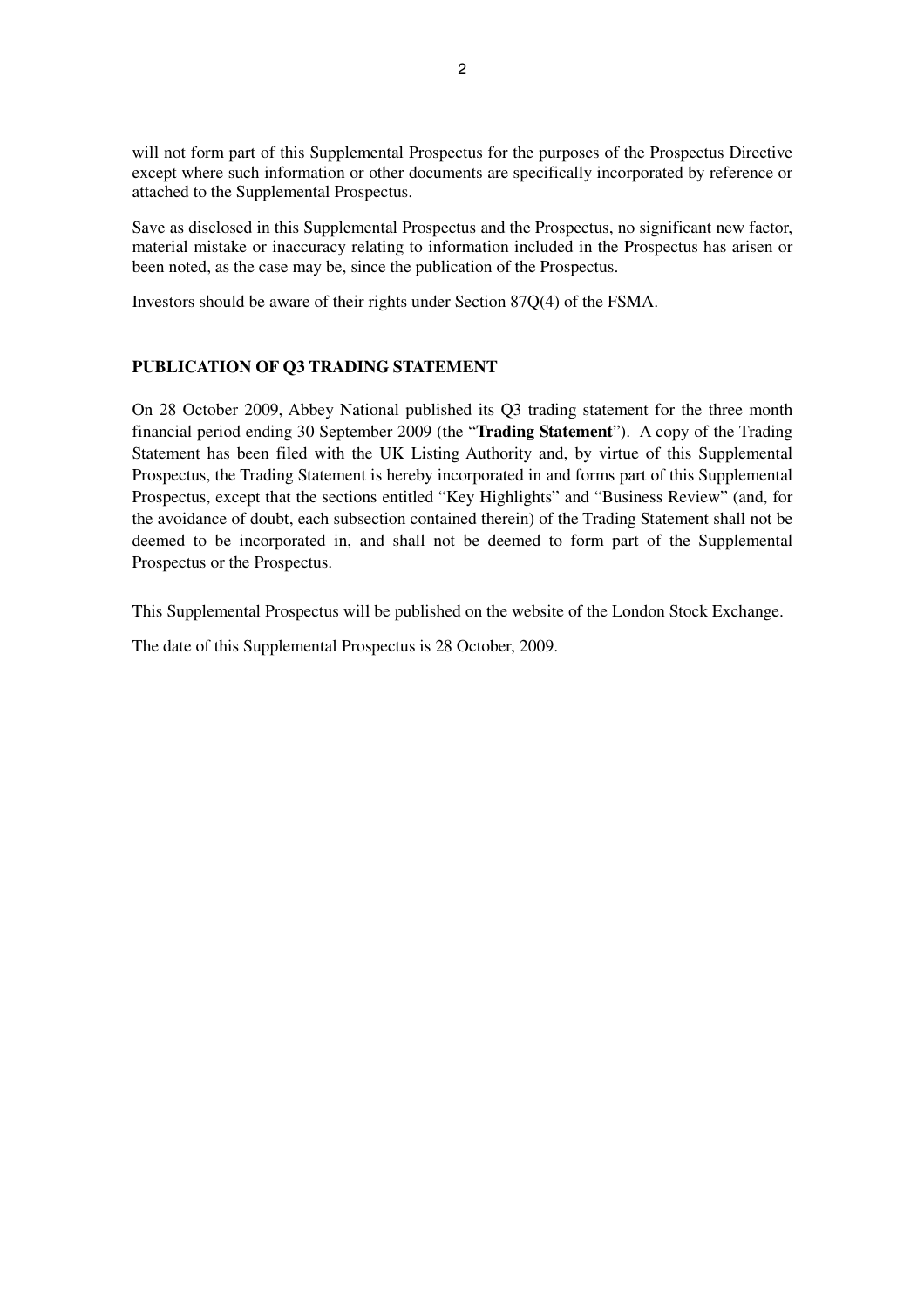will not form part of this Supplemental Prospectus for the purposes of the Prospectus Directive except where such information or other documents are specifically incorporated by reference or attached to the Supplemental Prospectus.

Save as disclosed in this Supplemental Prospectus and the Prospectus, no significant new factor, material mistake or inaccuracy relating to information included in the Prospectus has arisen or been noted, as the case may be, since the publication of the Prospectus.

Investors should be aware of their rights under Section 87Q(4) of the FSMA.

## PUBLICATION OF Q3 TRADING STATEMENT

On 28 October 2009, Abbey National published its Q3 trading statement for the three month financial period ending 30 September 2009 (the "**Trading Statement**"). A copy of the Trading Statement has been filed with the UK Listing Authority and, by virtue of this Supplemental Prospectus, the Trading Statement is hereby incorporated in and forms part of this Supplemental Prospectus, except that the sections entitled "Key Highlights" and "Business Review" (and, for the avoidance of doubt, each subsection contained therein) of the Trading Statement shall not be deemed to be incorporated in, and shall not be deemed to form part of the Supplemental Prospectus or the Prospectus.

This Supplemental Prospectus will be published on the website of the London Stock Exchange.

The date of this Supplemental Prospectus is 28 October, 2009.